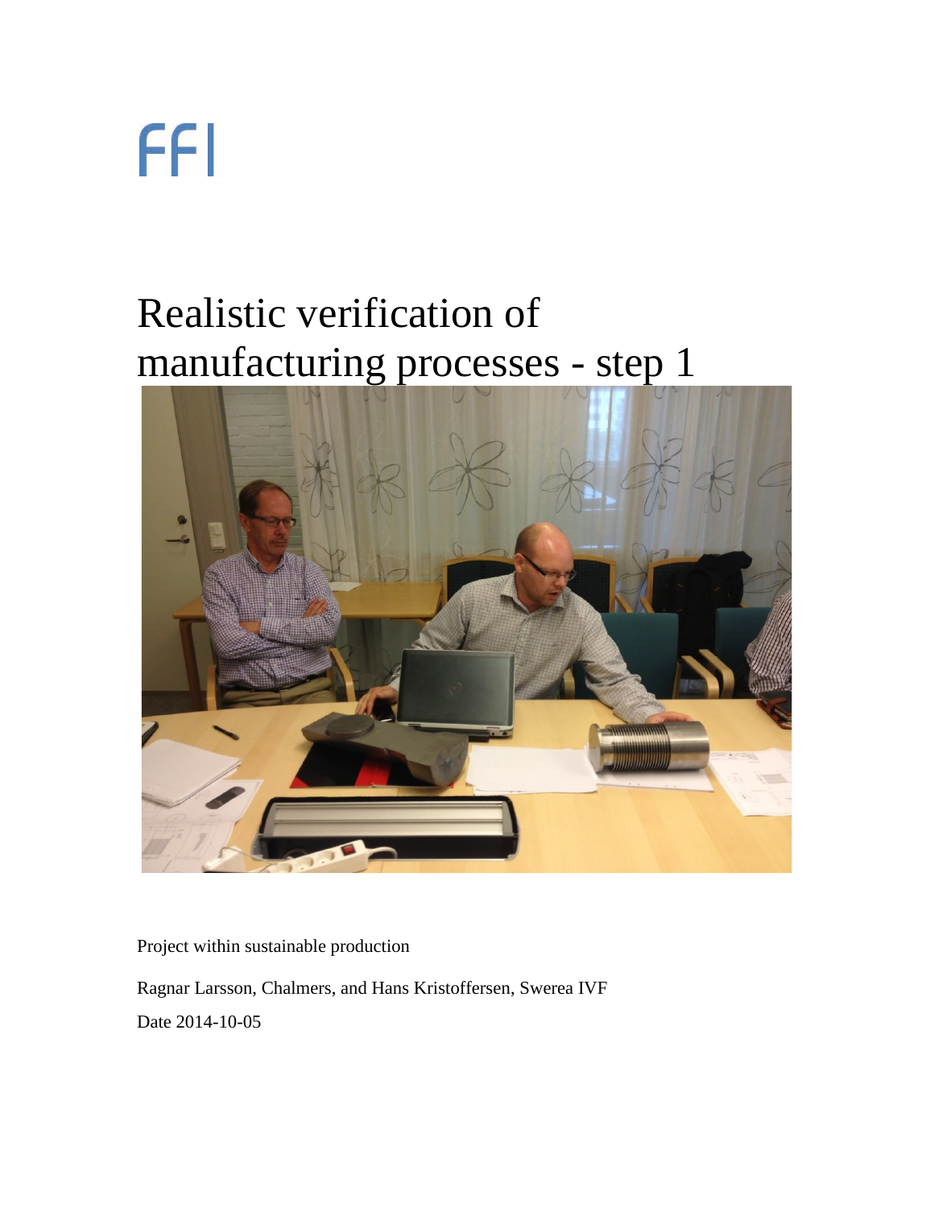FFI

# Realistic verification of manufacturing processes - step 1

Project within sustainable production

Ragnar Larsson, Chalmers, and Hans Kristoffersen, Swerea IVF

Date 2014-10-05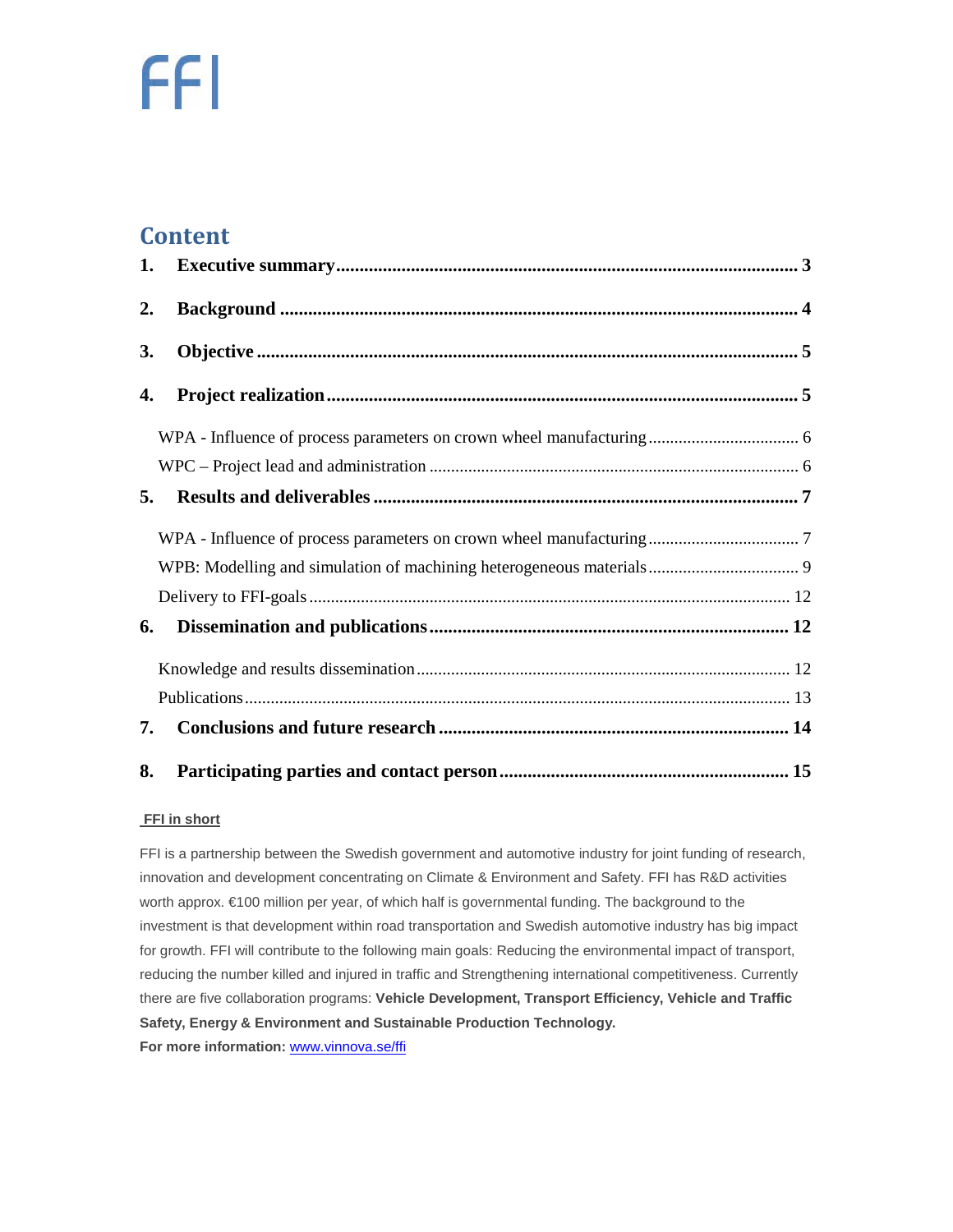FFI

## Content

1. **Executive summary** .... 3
2. **Background** .... 4
3. **Objective** .... 5
4. **Project realization** .... 5
   - WPA - Influence of process parameters on crown wheel manufacturing .... 6
   - WPC – Project lead and administration .... 6
5. **Results and deliverables** .... 7
   - WPA - Influence of process parameters on crown wheel manufacturing .... 7
   - WPB: Modelling and simulation of machining heterogeneous materials .... 9
   - Delivery to FFI-goals .... 12
6. **Dissemination and publications** .... 12
   - Knowledge and results dissemination .... 12
   - Publications .... 13
7. **Conclusions and future research** .... 14
8. **Participating parties and contact person** .... 15

**FFI in short**

FFI is a partnership between the Swedish government and automotive industry for joint funding of research, innovation and development concentrating on Climate & Environment and Safety. FFI has R&D activities worth approx. €100 million per year, of which half is governmental funding. The background to the investment is that development within road transportation and Swedish automotive industry has big impact for growth. FFI will contribute to the following main goals: Reducing the environmental impact of transport, reducing the number killed and injured in traffic and Strengthening international competitiveness. Currently there are five collaboration programs: **Vehicle Development, Transport Efficiency, Vehicle and Traffic Safety, Energy & Environment and Sustainable Production Technology.**

**For more information:** www.vinnova.se/ffi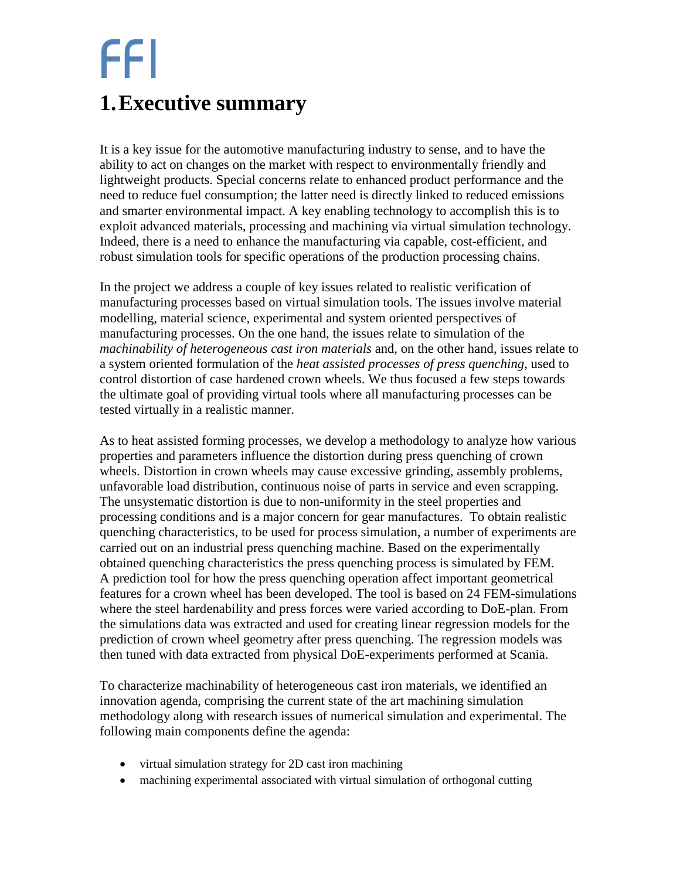# 1. Executive summary

It is a key issue for the automotive manufacturing industry to sense, and to have the ability to act on changes on the market with respect to environmentally friendly and lightweight products. Special concerns relate to enhanced product performance and the need to reduce fuel consumption; the latter need is directly linked to reduced emissions and smarter environmental impact. A key enabling technology to accomplish this is to exploit advanced materials, processing and machining via virtual simulation technology. Indeed, there is a need to enhance the manufacturing via capable, cost-efficient, and robust simulation tools for specific operations of the production processing chains.

In the project we address a couple of key issues related to realistic verification of manufacturing processes based on virtual simulation tools. The issues involve material modelling, material science, experimental and system oriented perspectives of manufacturing processes. On the one hand, the issues relate to simulation of the *machinability of heterogeneous cast iron materials* and, on the other hand, issues relate to a system oriented formulation of the *heat assisted processes of press quenching*, used to control distortion of case hardened crown wheels. We thus focused a few steps towards the ultimate goal of providing virtual tools where all manufacturing processes can be tested virtually in a realistic manner.

As to heat assisted forming processes, we develop a methodology to analyze how various properties and parameters influence the distortion during press quenching of crown wheels. Distortion in crown wheels may cause excessive grinding, assembly problems, unfavorable load distribution, continuous noise of parts in service and even scrapping. The unsystematic distortion is due to non-uniformity in the steel properties and processing conditions and is a major concern for gear manufactures. To obtain realistic quenching characteristics, to be used for process simulation, a number of experiments are carried out on an industrial press quenching machine. Based on the experimentally obtained quenching characteristics the press quenching process is simulated by FEM. A prediction tool for how the press quenching operation affect important geometrical features for a crown wheel has been developed. The tool is based on 24 FEM-simulations where the steel hardenability and press forces were varied according to DoE-plan. From the simulations data was extracted and used for creating linear regression models for the prediction of crown wheel geometry after press quenching. The regression models was then tuned with data extracted from physical DoE-experiments performed at Scania.

To characterize machinability of heterogeneous cast iron materials, we identified an innovation agenda, comprising the current state of the art machining simulation methodology along with research issues of numerical simulation and experimental. The following main components define the agenda:

- virtual simulation strategy for 2D cast iron machining
- machining experimental associated with virtual simulation of orthogonal cutting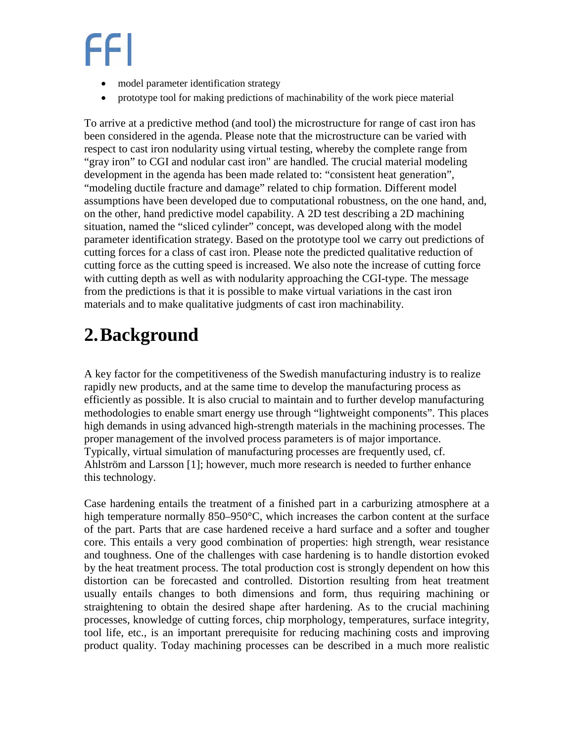- model parameter identification strategy
- prototype tool for making predictions of machinability of the work piece material

To arrive at a predictive method (and tool) the microstructure for range of cast iron has been considered in the agenda. Please note that the microstructure can be varied with respect to cast iron nodularity using virtual testing, whereby the complete range from "gray iron" to CGI and nodular cast iron" are handled. The crucial material modeling development in the agenda has been made related to: "consistent heat generation", "modeling ductile fracture and damage" related to chip formation. Different model assumptions have been developed due to computational robustness, on the one hand, and, on the other, hand predictive model capability. A 2D test describing a 2D machining situation, named the "sliced cylinder" concept, was developed along with the model parameter identification strategy. Based on the prototype tool we carry out predictions of cutting forces for a class of cast iron. Please note the predicted qualitative reduction of cutting force as the cutting speed is increased. We also note the increase of cutting force with cutting depth as well as with nodularity approaching the CGI-type. The message from the predictions is that it is possible to make virtual variations in the cast iron materials and to make qualitative judgments of cast iron machinability.

# 2. Background

A key factor for the competitiveness of the Swedish manufacturing industry is to realize rapidly new products, and at the same time to develop the manufacturing process as efficiently as possible. It is also crucial to maintain and to further develop manufacturing methodologies to enable smart energy use through "lightweight components". This places high demands in using advanced high-strength materials in the machining processes. The proper management of the involved process parameters is of major importance. Typically, virtual simulation of manufacturing processes are frequently used, cf. Ahlström and Larsson [1]; however, much more research is needed to further enhance this technology.

Case hardening entails the treatment of a finished part in a carburizing atmosphere at a high temperature normally 850–950°C, which increases the carbon content at the surface of the part. Parts that are case hardened receive a hard surface and a softer and tougher core. This entails a very good combination of properties: high strength, wear resistance and toughness. One of the challenges with case hardening is to handle distortion evoked by the heat treatment process. The total production cost is strongly dependent on how this distortion can be forecasted and controlled. Distortion resulting from heat treatment usually entails changes to both dimensions and form, thus requiring machining or straightening to obtain the desired shape after hardening. As to the crucial machining processes, knowledge of cutting forces, chip morphology, temperatures, surface integrity, tool life, etc., is an important prerequisite for reducing machining costs and improving product quality. Today machining processes can be described in a much more realistic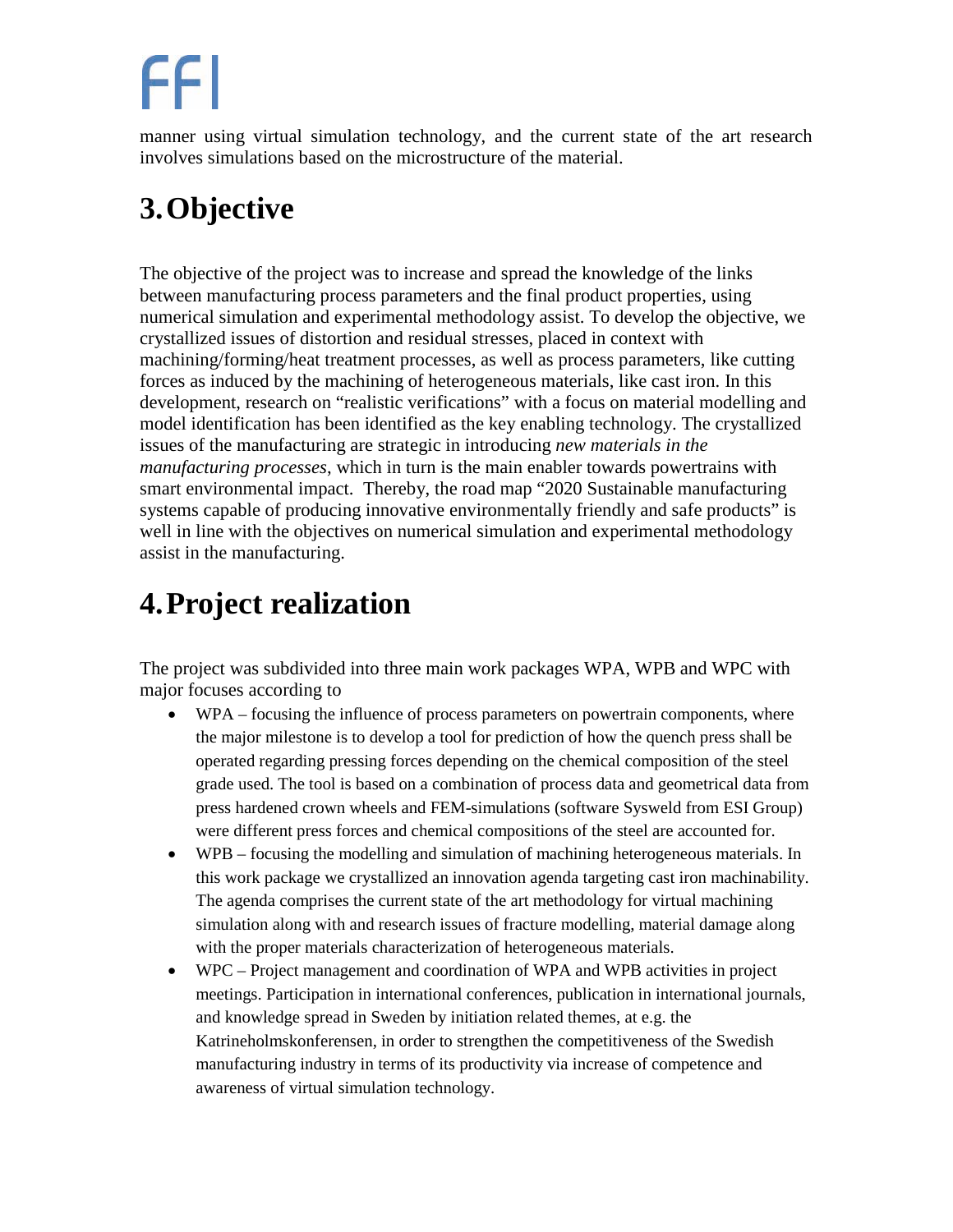manner using virtual simulation technology, and the current state of the art research involves simulations based on the microstructure of the material.

# 3. Objective

The objective of the project was to increase and spread the knowledge of the links between manufacturing process parameters and the final product properties, using numerical simulation and experimental methodology assist. To develop the objective, we crystallized issues of distortion and residual stresses, placed in context with machining/forming/heat treatment processes, as well as process parameters, like cutting forces as induced by the machining of heterogeneous materials, like cast iron. In this development, research on "realistic verifications" with a focus on material modelling and model identification has been identified as the key enabling technology. The crystallized issues of the manufacturing are strategic in introducing *new materials in the manufacturing processes*, which in turn is the main enabler towards powertrains with smart environmental impact. Thereby, the road map "2020 Sustainable manufacturing systems capable of producing innovative environmentally friendly and safe products" is well in line with the objectives on numerical simulation and experimental methodology assist in the manufacturing.

# 4. Project realization

The project was subdivided into three main work packages WPA, WPB and WPC with major focuses according to

- WPA – focusing the influence of process parameters on powertrain components, where the major milestone is to develop a tool for prediction of how the quench press shall be operated regarding pressing forces depending on the chemical composition of the steel grade used. The tool is based on a combination of process data and geometrical data from press hardened crown wheels and FEM-simulations (software Sysweld from ESI Group) were different press forces and chemical compositions of the steel are accounted for.
- WPB – focusing the modelling and simulation of machining heterogeneous materials. In this work package we crystallized an innovation agenda targeting cast iron machinability. The agenda comprises the current state of the art methodology for virtual machining simulation along with and research issues of fracture modelling, material damage along with the proper materials characterization of heterogeneous materials.
- WPC – Project management and coordination of WPA and WPB activities in project meetings. Participation in international conferences, publication in international journals, and knowledge spread in Sweden by initiation related themes, at e.g. the Katrineholmskonferensen, in order to strengthen the competitiveness of the Swedish manufacturing industry in terms of its productivity via increase of competence and awareness of virtual simulation technology.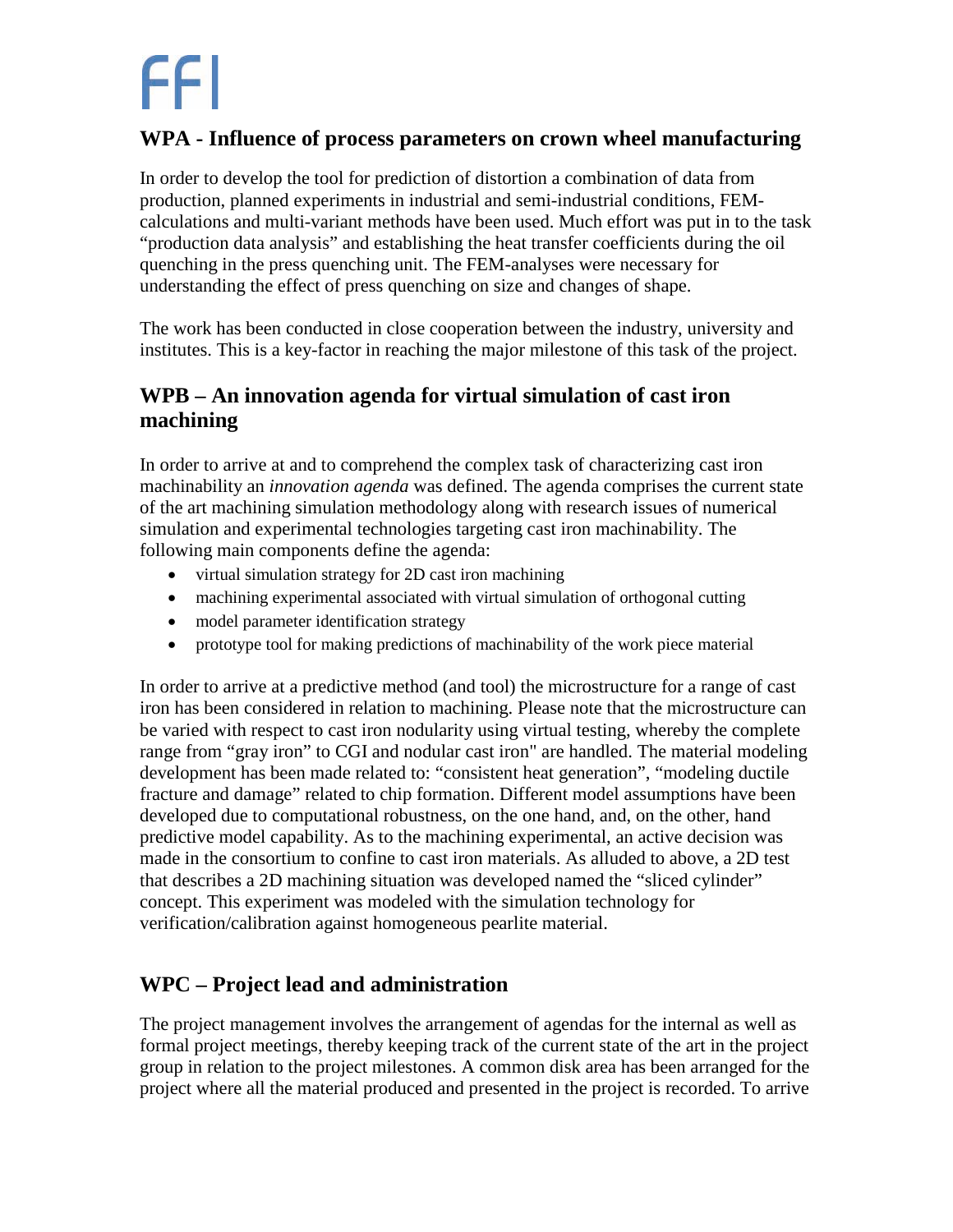## WPA - Influence of process parameters on crown wheel manufacturing

In order to develop the tool for prediction of distortion a combination of data from production, planned experiments in industrial and semi-industrial conditions, FEM-calculations and multi-variant methods have been used. Much effort was put in to the task "production data analysis" and establishing the heat transfer coefficients during the oil quenching in the press quenching unit. The FEM-analyses were necessary for understanding the effect of press quenching on size and changes of shape.

The work has been conducted in close cooperation between the industry, university and institutes. This is a key-factor in reaching the major milestone of this task of the project.

## WPB – An innovation agenda for virtual simulation of cast iron machining

In order to arrive at and to comprehend the complex task of characterizing cast iron machinability an *innovation agenda* was defined. The agenda comprises the current state of the art machining simulation methodology along with research issues of numerical simulation and experimental technologies targeting cast iron machinability. The following main components define the agenda:

- virtual simulation strategy for 2D cast iron machining
- machining experimental associated with virtual simulation of orthogonal cutting
- model parameter identification strategy
- prototype tool for making predictions of machinability of the work piece material

In order to arrive at a predictive method (and tool) the microstructure for a range of cast iron has been considered in relation to machining. Please note that the microstructure can be varied with respect to cast iron nodularity using virtual testing, whereby the complete range from "gray iron" to CGI and nodular cast iron" are handled. The material modeling development has been made related to: "consistent heat generation", "modeling ductile fracture and damage" related to chip formation. Different model assumptions have been developed due to computational robustness, on the one hand, and, on the other, hand predictive model capability. As to the machining experimental, an active decision was made in the consortium to confine to cast iron materials. As alluded to above, a 2D test that describes a 2D machining situation was developed named the "sliced cylinder" concept. This experiment was modeled with the simulation technology for verification/calibration against homogeneous pearlite material.

## WPC – Project lead and administration

The project management involves the arrangement of agendas for the internal as well as formal project meetings, thereby keeping track of the current state of the art in the project group in relation to the project milestones. A common disk area has been arranged for the project where all the material produced and presented in the project is recorded. To arrive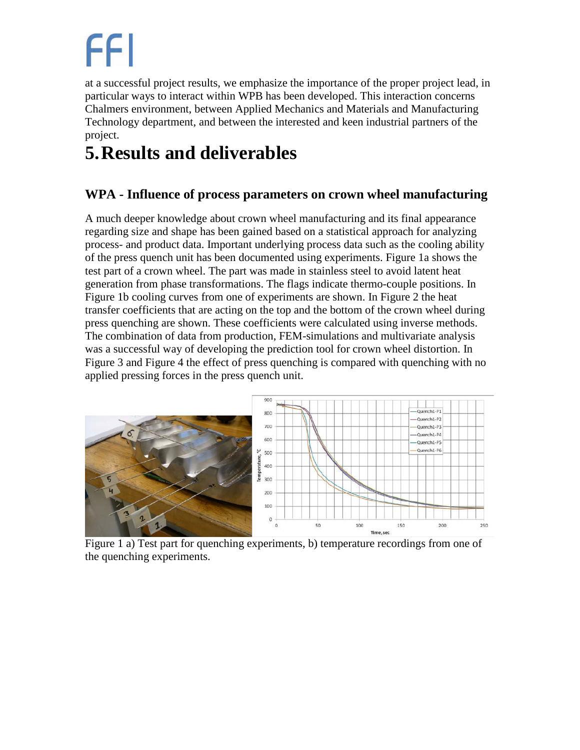at a successful project results, we emphasize the importance of the proper project lead, in particular ways to interact within WPB has been developed. This interaction concerns Chalmers environment, between Applied Mechanics and Materials and Manufacturing Technology department, and between the interested and keen industrial partners of the project.

# 5. Results and deliverables

## WPA - Influence of process parameters on crown wheel manufacturing

A much deeper knowledge about crown wheel manufacturing and its final appearance regarding size and shape has been gained based on a statistical approach for analyzing process- and product data. Important underlying process data such as the cooling ability of the press quench unit has been documented using experiments. Figure 1a shows the test part of a crown wheel. The part was made in stainless steel to avoid latent heat generation from phase transformations. The flags indicate thermo-couple positions. In Figure 1b cooling curves from one of experiments are shown. In Figure 2 the heat transfer coefficients that are acting on the top and the bottom of the crown wheel during press quenching are shown. These coefficients were calculated using inverse methods. The combination of data from production, FEM-simulations and multivariate analysis was a successful way of developing the prediction tool for crown wheel distortion. In Figure 3 and Figure 4 the effect of press quenching is compared with quenching with no applied pressing forces in the press quench unit.

Figure 1 a) Test part for quenching experiments, b) temperature recordings from one of the quenching experiments.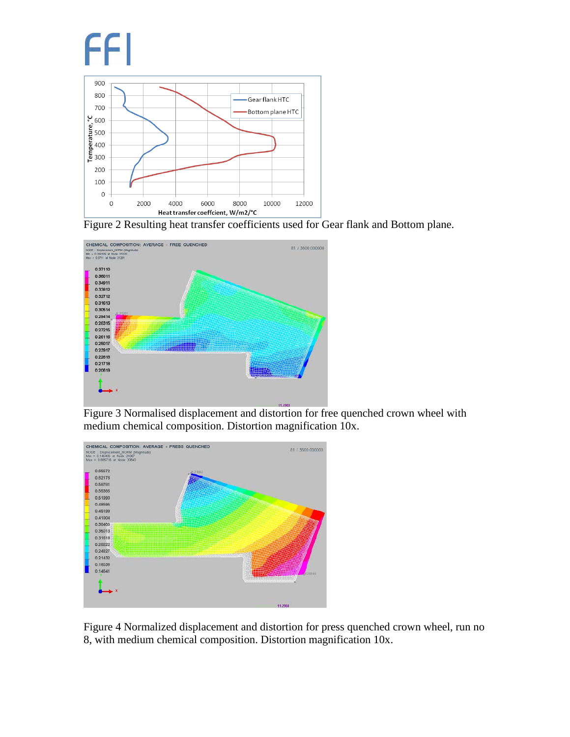Figure 2 Resulting heat transfer coefficients used for Gear flank and Bottom plane.

Figure 3 Normalised displacement and distortion for free quenched crown wheel with medium chemical composition. Distortion magnification 10x.

Figure 4 Normalized displacement and distortion for press quenched crown wheel, run no 8, with medium chemical composition. Distortion magnification 10x.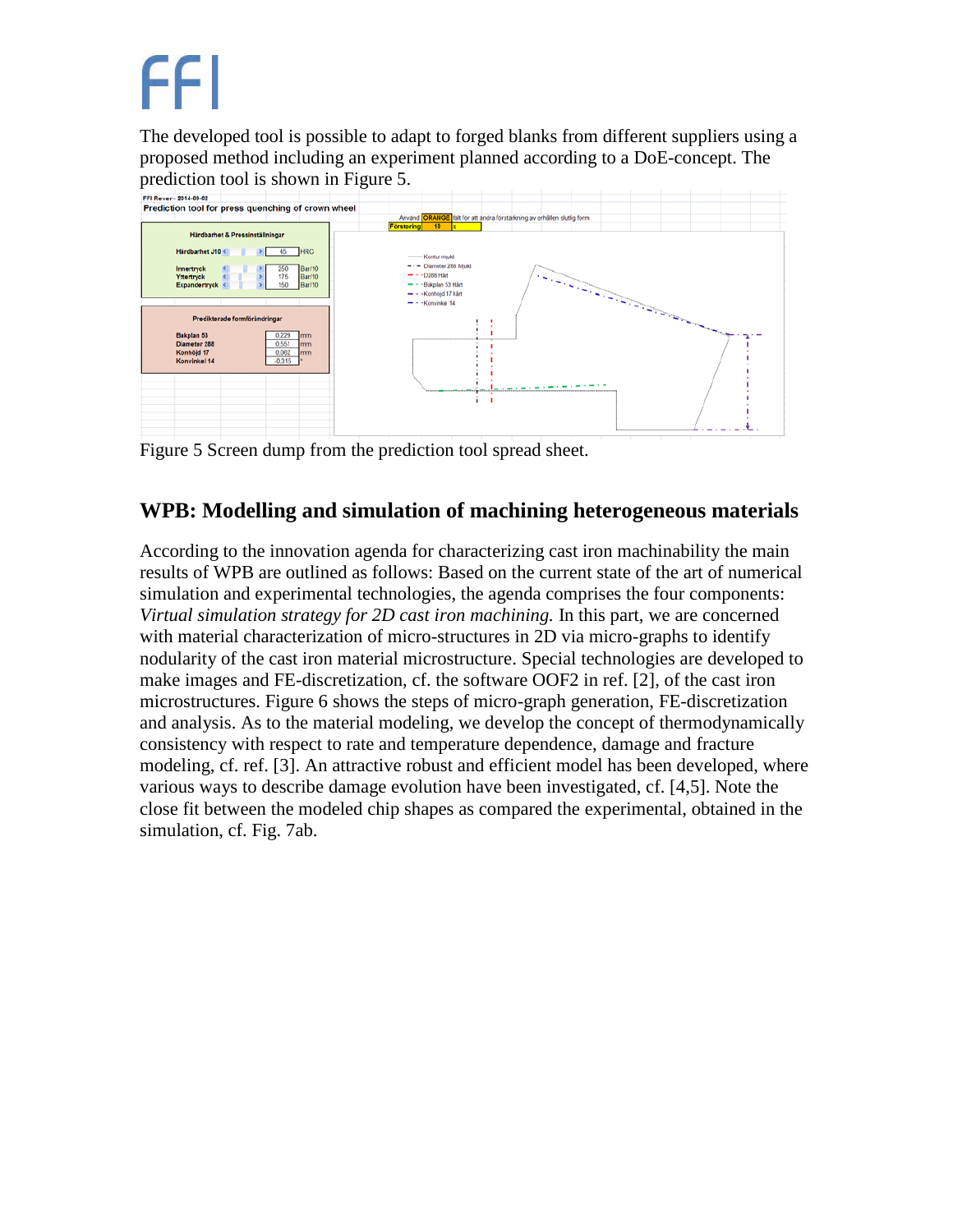The developed tool is possible to adapt to forged blanks from different suppliers using a proposed method including an experiment planned according to a DoE-concept. The prediction tool is shown in Figure 5.

Figure 5 Screen dump from the prediction tool spread sheet.

## WPB: Modelling and simulation of machining heterogeneous materials

According to the innovation agenda for characterizing cast iron machinability the main results of WPB are outlined as follows: Based on the current state of the art of numerical simulation and experimental technologies, the agenda comprises the four components: *Virtual simulation strategy for 2D cast iron machining.* In this part, we are concerned with material characterization of micro-structures in 2D via micro-graphs to identify nodularity of the cast iron material microstructure. Special technologies are developed to make images and FE-discretization, cf. the software OOF2 in ref. [2], of the cast iron microstructures. Figure 6 shows the steps of micro-graph generation, FE-discretization and analysis. As to the material modeling, we develop the concept of thermodynamically consistency with respect to rate and temperature dependence, damage and fracture modeling, cf. ref. [3]. An attractive robust and efficient model has been developed, where various ways to describe damage evolution have been investigated, cf. [4,5]. Note the close fit between the modeled chip shapes as compared the experimental, obtained in the simulation, cf. Fig. 7ab.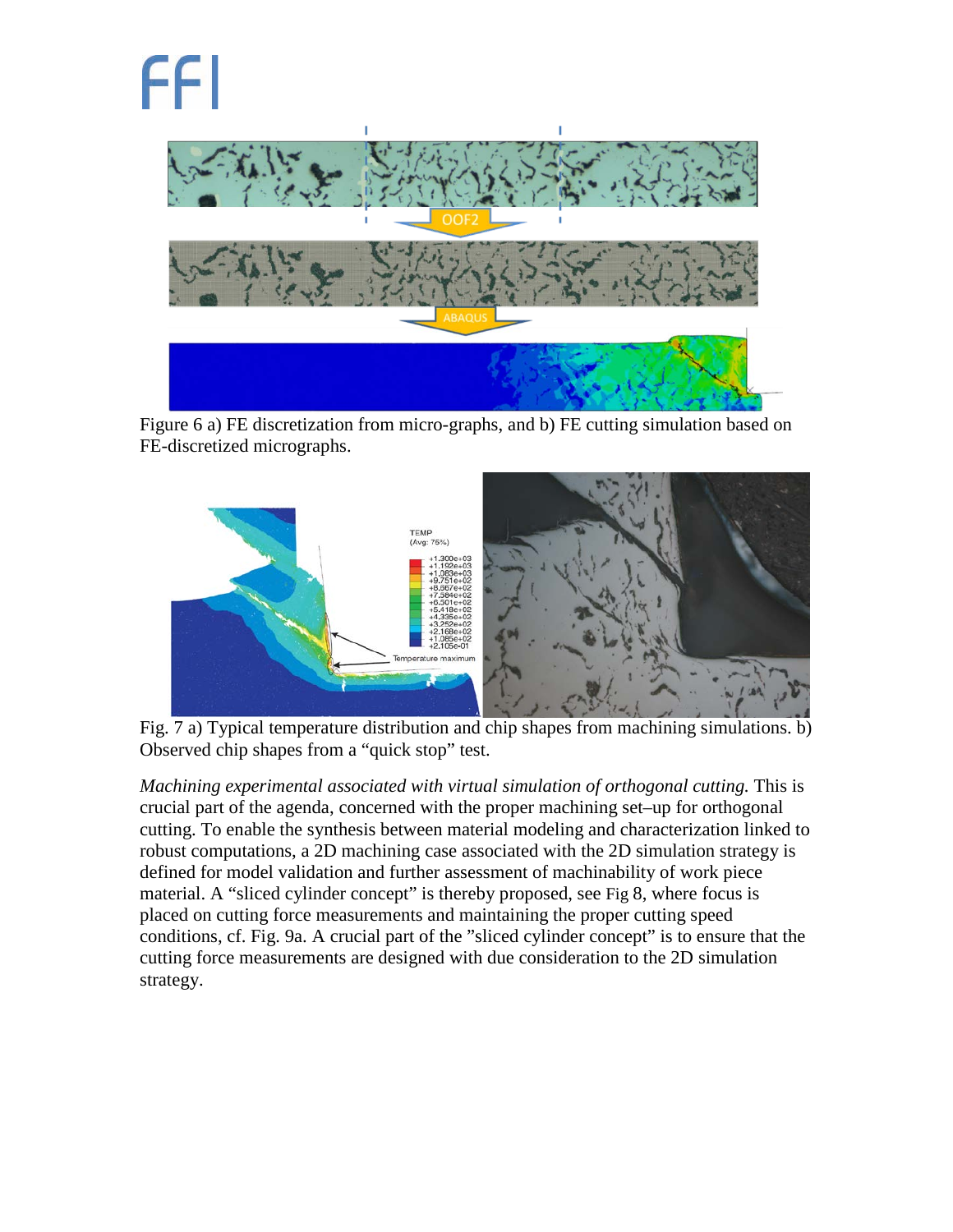Figure 6 a) FE discretization from micro-graphs, and b) FE cutting simulation based on FE-discretized micrographs.

Fig. 7 a) Typical temperature distribution and chip shapes from machining simulations. b) Observed chip shapes from a "quick stop" test.

*Machining experimental associated with virtual simulation of orthogonal cutting.* This is crucial part of the agenda, concerned with the proper machining set–up for orthogonal cutting. To enable the synthesis between material modeling and characterization linked to robust computations, a 2D machining case associated with the 2D simulation strategy is defined for model validation and further assessment of machinability of work piece material. A "sliced cylinder concept" is thereby proposed, see Fig 8, where focus is placed on cutting force measurements and maintaining the proper cutting speed conditions, cf. Fig. 9a. A crucial part of the "sliced cylinder concept" is to ensure that the cutting force measurements are designed with due consideration to the 2D simulation strategy.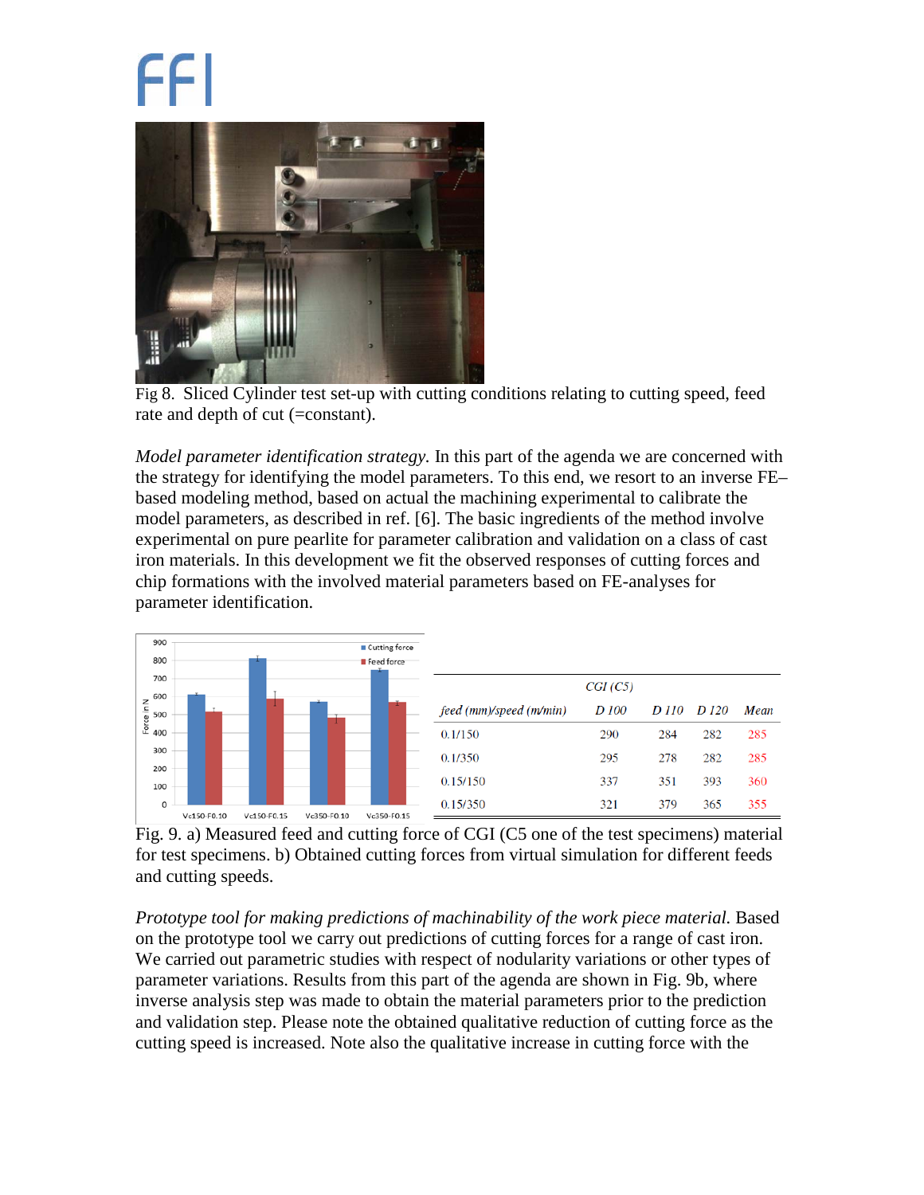Fig 8. Sliced Cylinder test set-up with cutting conditions relating to cutting speed, feed rate and depth of cut (=constant).

*Model parameter identification strategy.* In this part of the agenda we are concerned with the strategy for identifying the model parameters. To this end, we resort to an inverse FE–based modeling method, based on actual the machining experimental to calibrate the model parameters, as described in ref. [6]. The basic ingredients of the method involve experimental on pure pearlite for parameter calibration and validation on a class of cast iron materials. In this development we fit the observed responses of cutting forces and chip formations with the involved material parameters based on FE-analyses for parameter identification.

| | CGI (C5) | | | |
|---|---|---|---|---|
| *feed (mm)/speed (m/min)* | *D 100* | *D 110* | *D 120* | *Mean* |
| 0.1/150 | 290 | 284 | 282 | 285 |
| 0.1/350 | 295 | 278 | 282 | 285 |
| 0.15/150 | 337 | 351 | 393 | 360 |
| 0.15/350 | 321 | 379 | 365 | 355 |

Fig. 9. a) Measured feed and cutting force of CGI (C5 one of the test specimens) material for test specimens. b) Obtained cutting forces from virtual simulation for different feeds and cutting speeds.

*Prototype tool for making predictions of machinability of the work piece material.* Based on the prototype tool we carry out predictions of cutting forces for a range of cast iron. We carried out parametric studies with respect of nodularity variations or other types of parameter variations. Results from this part of the agenda are shown in Fig. 9b, where inverse analysis step was made to obtain the material parameters prior to the prediction and validation step. Please note the obtained qualitative reduction of cutting force as the cutting speed is increased. Note also the qualitative increase in cutting force with the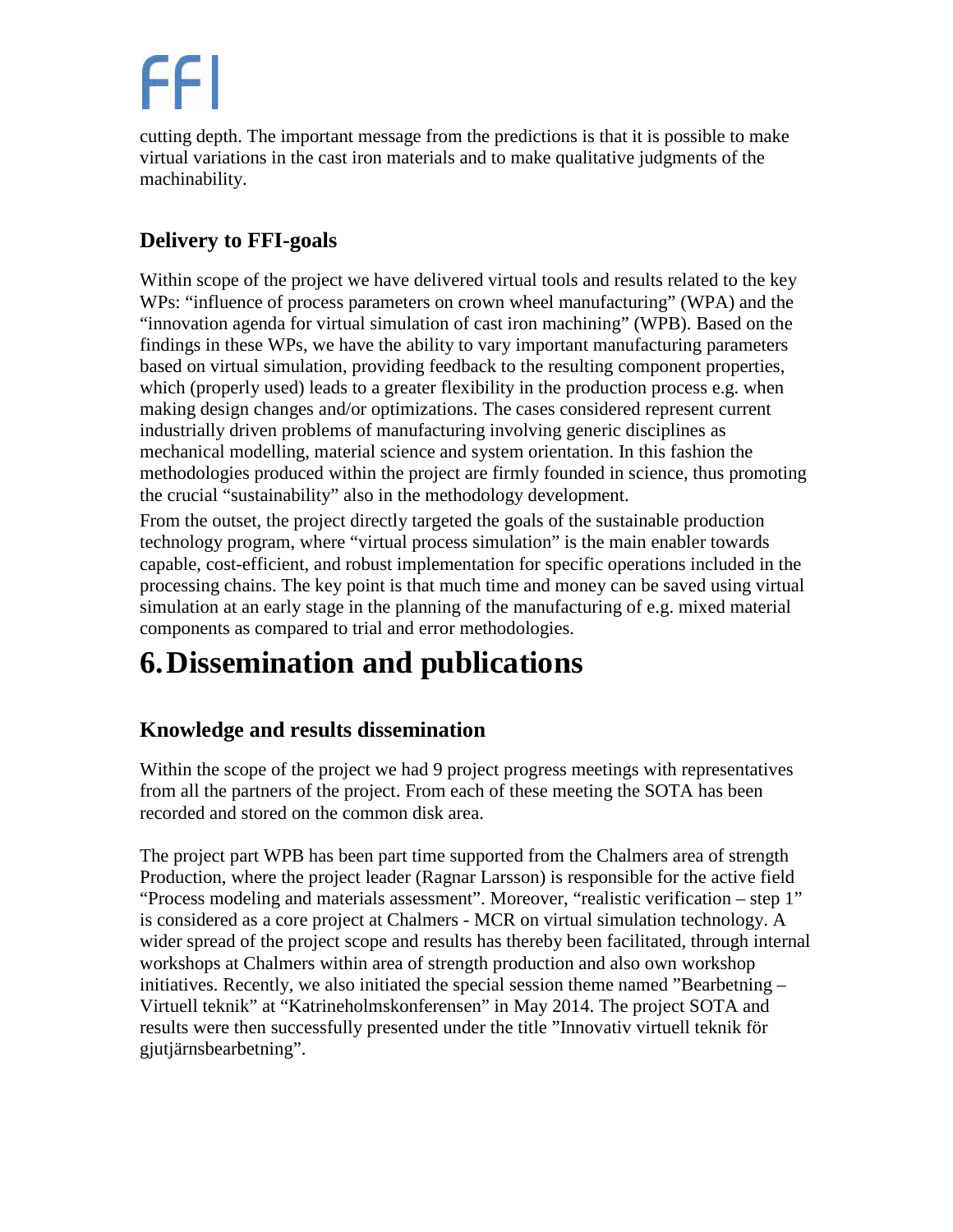cutting depth. The important message from the predictions is that it is possible to make virtual variations in the cast iron materials and to make qualitative judgments of the machinability.

## Delivery to FFI-goals

Within scope of the project we have delivered virtual tools and results related to the key WPs: “influence of process parameters on crown wheel manufacturing” (WPA) and the “innovation agenda for virtual simulation of cast iron machining” (WPB). Based on the findings in these WPs, we have the ability to vary important manufacturing parameters based on virtual simulation, providing feedback to the resulting component properties, which (properly used) leads to a greater flexibility in the production process e.g. when making design changes and/or optimizations. The cases considered represent current industrially driven problems of manufacturing involving generic disciplines as mechanical modelling, material science and system orientation. In this fashion the methodologies produced within the project are firmly founded in science, thus promoting the crucial “sustainability” also in the methodology development.

From the outset, the project directly targeted the goals of the sustainable production technology program, where “virtual process simulation” is the main enabler towards capable, cost-efficient, and robust implementation for specific operations included in the processing chains. The key point is that much time and money can be saved using virtual simulation at an early stage in the planning of the manufacturing of e.g. mixed material components as compared to trial and error methodologies.

# 6. Dissemination and publications

## Knowledge and results dissemination

Within the scope of the project we had 9 project progress meetings with representatives from all the partners of the project. From each of these meeting the SOTA has been recorded and stored on the common disk area.

The project part WPB has been part time supported from the Chalmers area of strength Production, where the project leader (Ragnar Larsson) is responsible for the active field “Process modeling and materials assessment”. Moreover, “realistic verification – step 1” is considered as a core project at Chalmers - MCR on virtual simulation technology. A wider spread of the project scope and results has thereby been facilitated, through internal workshops at Chalmers within area of strength production and also own workshop initiatives. Recently, we also initiated the special session theme named ”Bearbetning – Virtuell teknik” at “Katrineholmskonferensen” in May 2014. The project SOTA and results were then successfully presented under the title ”Innovativ virtuell teknik för gjutjärnsbearbetning”.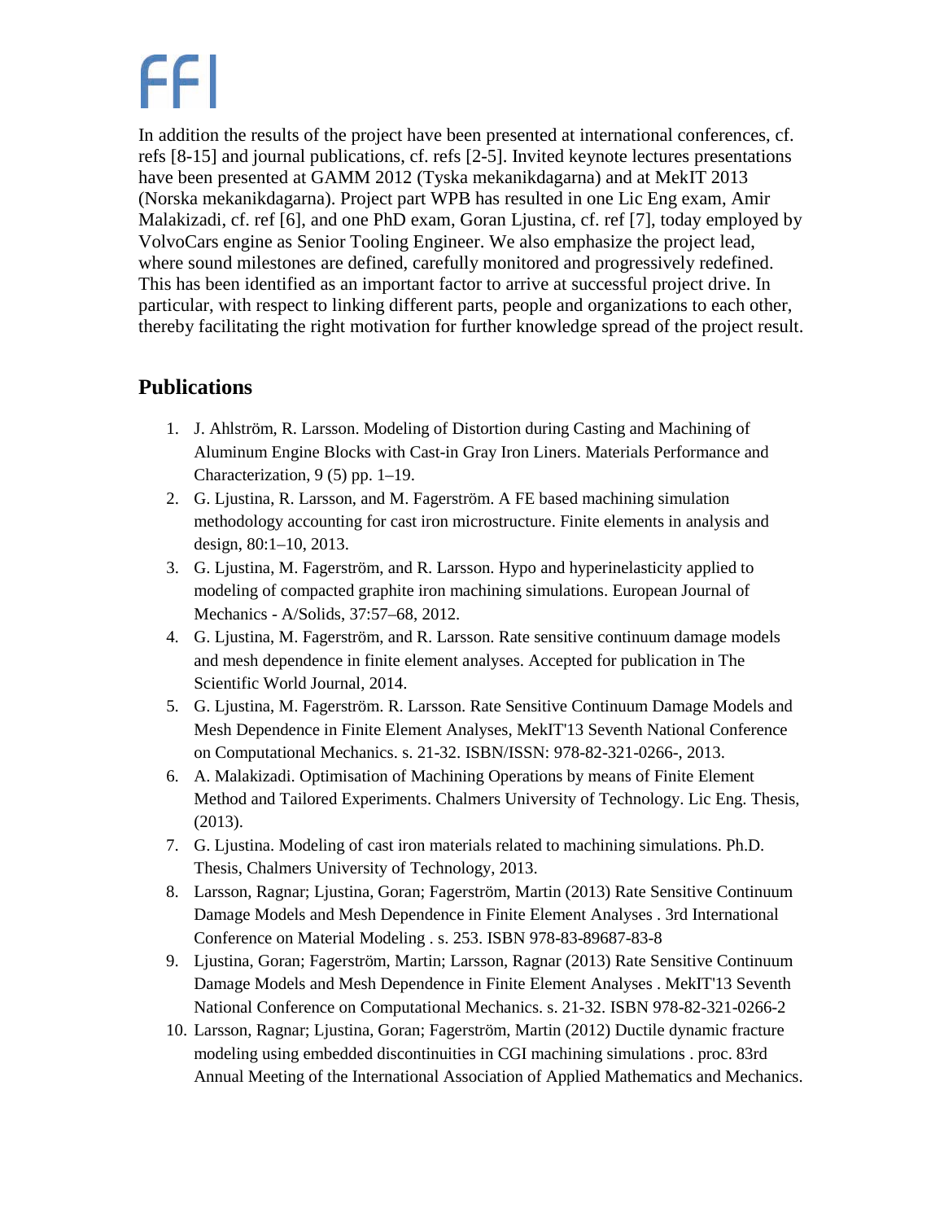In addition the results of the project have been presented at international conferences, cf. refs [8-15] and journal publications, cf. refs [2-5]. Invited keynote lectures presentations have been presented at GAMM 2012 (Tyska mekanikdagarna) and at MekIT 2013 (Norska mekanikdagarna). Project part WPB has resulted in one Lic Eng exam, Amir Malakizadi, cf. ref [6], and one PhD exam, Goran Ljustina, cf. ref [7], today employed by VolvoCars engine as Senior Tooling Engineer. We also emphasize the project lead, where sound milestones are defined, carefully monitored and progressively redefined. This has been identified as an important factor to arrive at successful project drive. In particular, with respect to linking different parts, people and organizations to each other, thereby facilitating the right motivation for further knowledge spread of the project result.

## Publications

1. J. Ahlström, R. Larsson. Modeling of Distortion during Casting and Machining of Aluminum Engine Blocks with Cast-in Gray Iron Liners. Materials Performance and Characterization, 9 (5) pp. 1–19.
2. G. Ljustina, R. Larsson, and M. Fagerström. A FE based machining simulation methodology accounting for cast iron microstructure. Finite elements in analysis and design, 80:1–10, 2013.
3. G. Ljustina, M. Fagerström, and R. Larsson. Hypo and hyperinelasticity applied to modeling of compacted graphite iron machining simulations. European Journal of Mechanics - A/Solids, 37:57–68, 2012.
4. G. Ljustina, M. Fagerström, and R. Larsson. Rate sensitive continuum damage models and mesh dependence in finite element analyses. Accepted for publication in The Scientific World Journal, 2014.
5. G. Ljustina, M. Fagerström. R. Larsson. Rate Sensitive Continuum Damage Models and Mesh Dependence in Finite Element Analyses, MekIT'13 Seventh National Conference on Computational Mechanics. s. 21-32. ISBN/ISSN: 978-82-321-0266-, 2013.
6. A. Malakizadi. Optimisation of Machining Operations by means of Finite Element Method and Tailored Experiments. Chalmers University of Technology. Lic Eng. Thesis, (2013).
7. G. Ljustina. Modeling of cast iron materials related to machining simulations. Ph.D. Thesis, Chalmers University of Technology, 2013.
8. Larsson, Ragnar; Ljustina, Goran; Fagerström, Martin (2013) Rate Sensitive Continuum Damage Models and Mesh Dependence in Finite Element Analyses . 3rd International Conference on Material Modeling . s. 253. ISBN 978-83-89687-83-8
9. Ljustina, Goran; Fagerström, Martin; Larsson, Ragnar (2013) Rate Sensitive Continuum Damage Models and Mesh Dependence in Finite Element Analyses . MekIT'13 Seventh National Conference on Computational Mechanics. s. 21-32. ISBN 978-82-321-0266-2
10. Larsson, Ragnar; Ljustina, Goran; Fagerström, Martin (2012) Ductile dynamic fracture modeling using embedded discontinuities in CGI machining simulations . proc. 83rd Annual Meeting of the International Association of Applied Mathematics and Mechanics.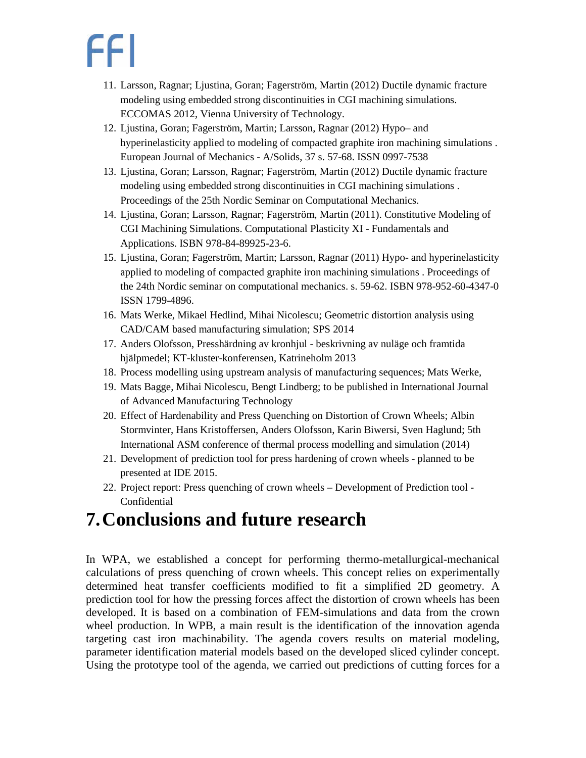11. Larsson, Ragnar; Ljustina, Goran; Fagerström, Martin (2012) Ductile dynamic fracture modeling using embedded strong discontinuities in CGI machining simulations. ECCOMAS 2012, Vienna University of Technology.
12. Ljustina, Goran; Fagerström, Martin; Larsson, Ragnar (2012) Hypo– and hyperinelasticity applied to modeling of compacted graphite iron machining simulations . European Journal of Mechanics - A/Solids, 37 s. 57-68. ISSN 0997-7538
13. Ljustina, Goran; Larsson, Ragnar; Fagerström, Martin (2012) Ductile dynamic fracture modeling using embedded strong discontinuities in CGI machining simulations . Proceedings of the 25th Nordic Seminar on Computational Mechanics.
14. Ljustina, Goran; Larsson, Ragnar; Fagerström, Martin (2011). Constitutive Modeling of CGI Machining Simulations. Computational Plasticity XI - Fundamentals and Applications. ISBN 978-84-89925-23-6.
15. Ljustina, Goran; Fagerström, Martin; Larsson, Ragnar (2011) Hypo- and hyperinelasticity applied to modeling of compacted graphite iron machining simulations . Proceedings of the 24th Nordic seminar on computational mechanics. s. 59-62. ISBN 978-952-60-4347-0 ISSN 1799-4896.
16. Mats Werke, Mikael Hedlind, Mihai Nicolescu; Geometric distortion analysis using CAD/CAM based manufacturing simulation; SPS 2014
17. Anders Olofsson, Presshärdning av kronhjul - beskrivning av nuläge och framtida hjälpmedel; KT-kluster-konferensen, Katrineholm 2013
18. Process modelling using upstream analysis of manufacturing sequences; Mats Werke,
19. Mats Bagge, Mihai Nicolescu, Bengt Lindberg; to be published in International Journal of Advanced Manufacturing Technology
20. Effect of Hardenability and Press Quenching on Distortion of Crown Wheels; Albin Stormvinter, Hans Kristoffersen, Anders Olofsson, Karin Biwersi, Sven Haglund; 5th International ASM conference of thermal process modelling and simulation (2014)
21. Development of prediction tool for press hardening of crown wheels - planned to be presented at IDE 2015.
22. Project report: Press quenching of crown wheels – Development of Prediction tool - Confidential

# 7. Conclusions and future research

In WPA, we established a concept for performing thermo-metallurgical-mechanical calculations of press quenching of crown wheels. This concept relies on experimentally determined heat transfer coefficients modified to fit a simplified 2D geometry. A prediction tool for how the pressing forces affect the distortion of crown wheels has been developed. It is based on a combination of FEM-simulations and data from the crown wheel production. In WPB, a main result is the identification of the innovation agenda targeting cast iron machinability. The agenda covers results on material modeling, parameter identification material models based on the developed sliced cylinder concept. Using the prototype tool of the agenda, we carried out predictions of cutting forces for a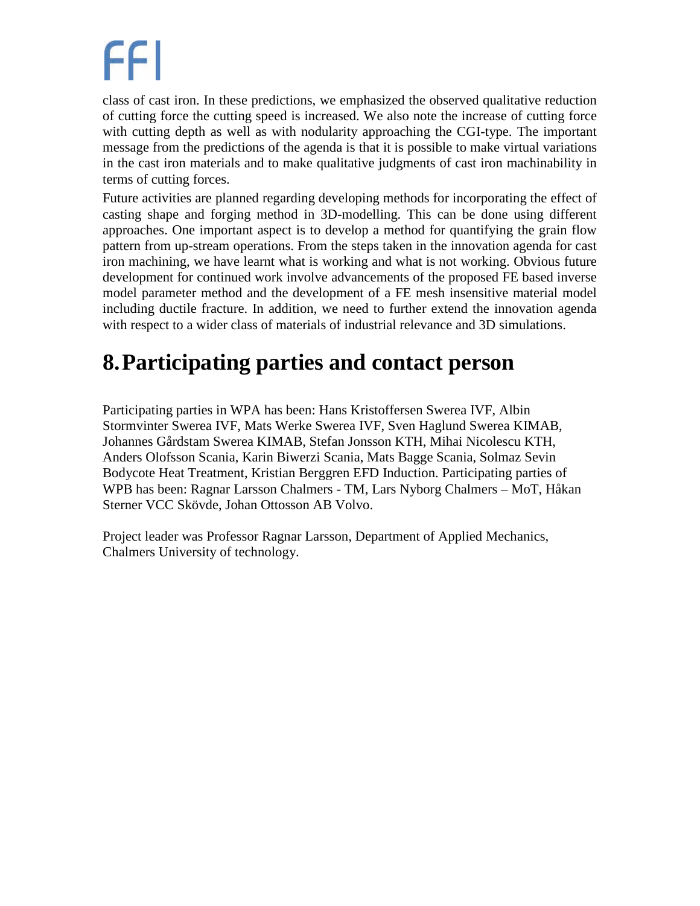class of cast iron. In these predictions, we emphasized the observed qualitative reduction of cutting force the cutting speed is increased. We also note the increase of cutting force with cutting depth as well as with nodularity approaching the CGI-type. The important message from the predictions of the agenda is that it is possible to make virtual variations in the cast iron materials and to make qualitative judgments of cast iron machinability in terms of cutting forces.

Future activities are planned regarding developing methods for incorporating the effect of casting shape and forging method in 3D-modelling. This can be done using different approaches. One important aspect is to develop a method for quantifying the grain flow pattern from up-stream operations. From the steps taken in the innovation agenda for cast iron machining, we have learnt what is working and what is not working. Obvious future development for continued work involve advancements of the proposed FE based inverse model parameter method and the development of a FE mesh insensitive material model including ductile fracture. In addition, we need to further extend the innovation agenda with respect to a wider class of materials of industrial relevance and 3D simulations.

# 8. Participating parties and contact person

Participating parties in WPA has been: Hans Kristoffersen Swerea IVF, Albin Stormvinter Swerea IVF, Mats Werke Swerea IVF, Sven Haglund Swerea KIMAB, Johannes Gårdstam Swerea KIMAB, Stefan Jonsson KTH, Mihai Nicolescu KTH, Anders Olofsson Scania, Karin Biwerzi Scania, Mats Bagge Scania, Solmaz Sevin Bodycote Heat Treatment, Kristian Berggren EFD Induction. Participating parties of WPB has been: Ragnar Larsson Chalmers - TM, Lars Nyborg Chalmers – MoT, Håkan Sterner VCC Skövde, Johan Ottosson AB Volvo.

Project leader was Professor Ragnar Larsson, Department of Applied Mechanics, Chalmers University of technology.